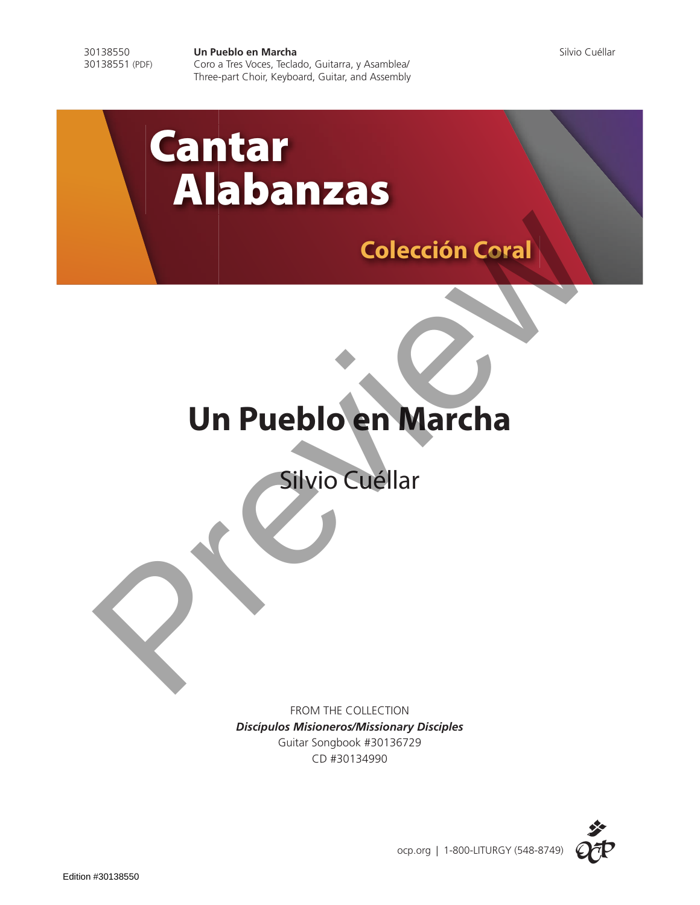30138550
30138551 (PDF)

**Un Pueblo en Marcha**
Coro a Tres Voces, Teclado, Guitarra, y Asamblea/
Three-part Choir, Keyboard, Guitar, and Assembly

Silvio Cuéllar

# Cantar Alabanzas

## Colección Coral

# Un Pueblo en Marcha

Silvio Cuéllar

FROM THE COLLECTION
***Discípulos Misioneros/Missionary Disciples***
Guitar Songbook #30136729
CD #30134990

ocp.org | 1-800-LITURGY (548-8749)

Edition #30138550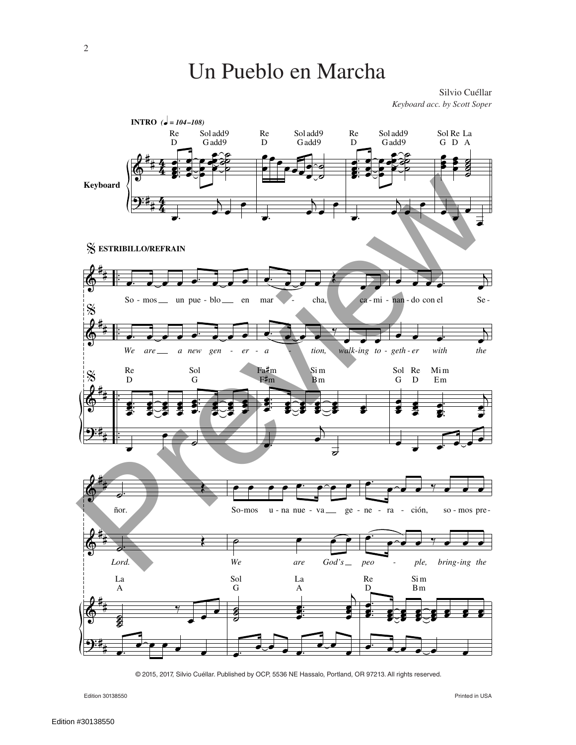# Un Pueblo en Marcha

Silvio Cuéllar
*Keyboard acc. by Scott Soper*

**INTRO** (♩ = 104–108)

Re D — Sol add9 G add9 — Re D — Sol add9 G add9 — Re D — Sol add9 G add9 — Sol G Re D La A

**ESTRIBILLO/REFRAIN**

Re D — Sol G — Fa♯m F♯m — Si m Bm — Sol G Re D Mi m Em

So - mos un pue - blo en mar - cha, ca - mi - nan - do con el Se -

*We are a new gen - er - a - tion, walk-ing to - geth - er with the*

La A — Sol G — La A — Re D — Si m Bm

ñor. So-mos u - na nue - va ge - ne - ra - ción, so - mos pre -

*Lord. We are God's peo - ple, bring-ing the*

© 2015, 2017, Silvio Cuéllar. Published by OCP, 5536 NE Hassalo, Portland, OR 97213. All rights reserved.

Edition 30138550

Printed in USA

Edition #30138550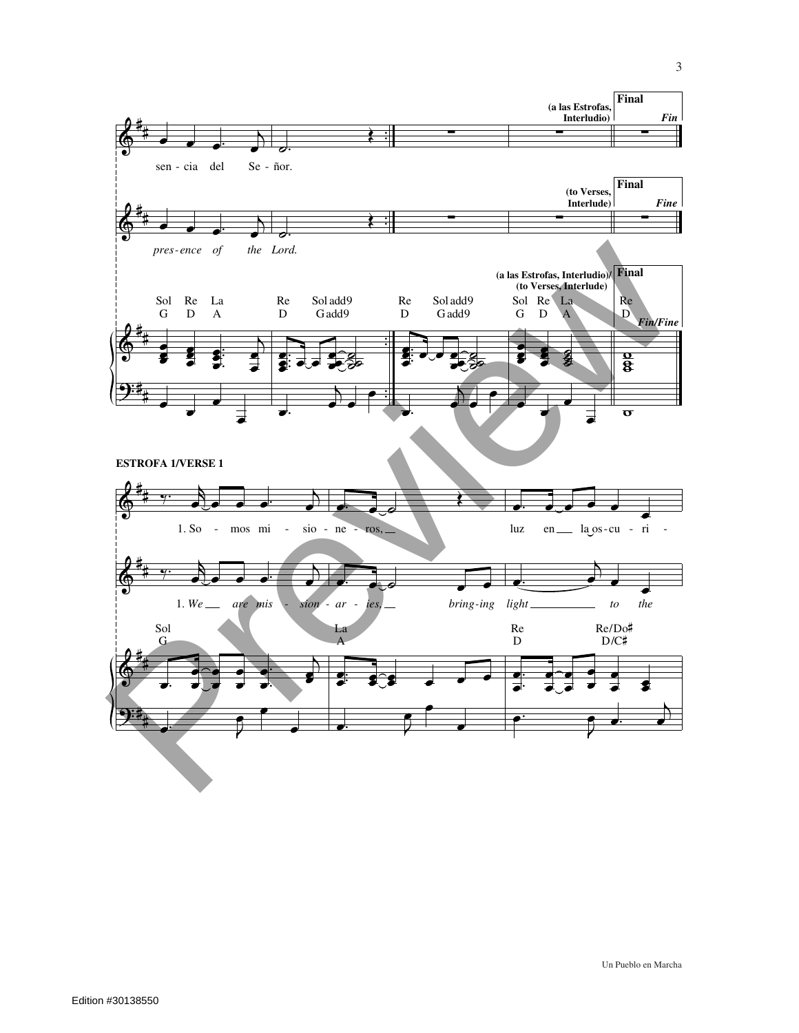(a las Estrofas, Interludio) **Final** *Fin*

sen - cia del Se - ñor.

(to Verses, Interlude) **Final** *Fine*

*pres - ence of the Lord.*

(a las Estrofas, Interludio)/ (to Verses, Interlude) **Final**

Sol Re La Re Sol add9 Re Sol add9 Sol Re La Re
G D A D Gadd9 D Gadd9 G D A D

*Fin/Fine*

**ESTROFA 1/VERSE 1**

1. So - mos mi - sio - ne - ros, luz en la os - cu - ri -

1. *We are mis - sion - ar - ies, bring - ing light to the*

Sol La Re Re/Do♯
G A D D/C♯

Un Pueblo en Marcha

Edition #30138550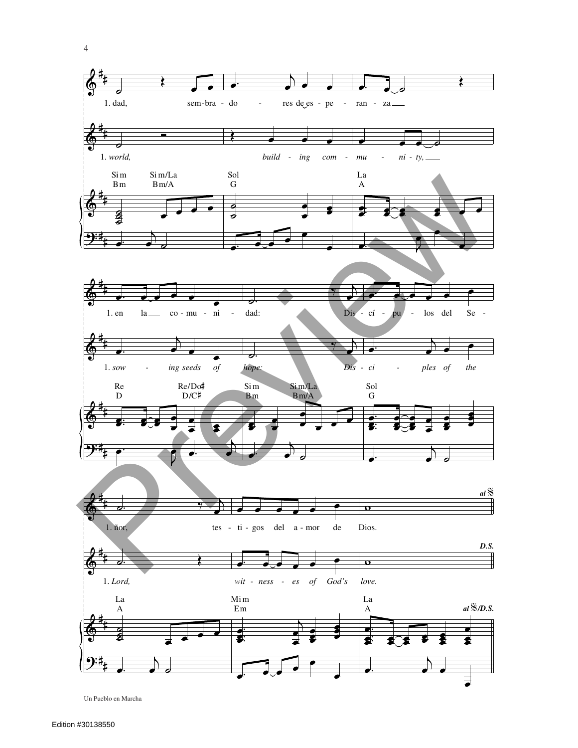1. dad, sem-bra-do - res de es - pe - ran - za

1. *world, build - ing com - mu - ni - ty,*

Si m Si m/La Sol La
Bm Bm/A G A

1. en la co - mu - ni - dad: Dis - cí - pu - los del Se -

1. *sow - ing seeds of hope: Dis - ci - ples of the*

Re Re/Do♯ Si m Si m/La Sol
D D/C♯ Bm Bm/A G

1. ñor, tes - ti - gos del a - mor de Dios. *al* 𝄋

1. *Lord, wit - ness - es of God's love.* ***D.S.***

La Mi m La
A Em A *al* 𝄋*/D.S.*

Un Pueblo en Marcha

Edition #30138550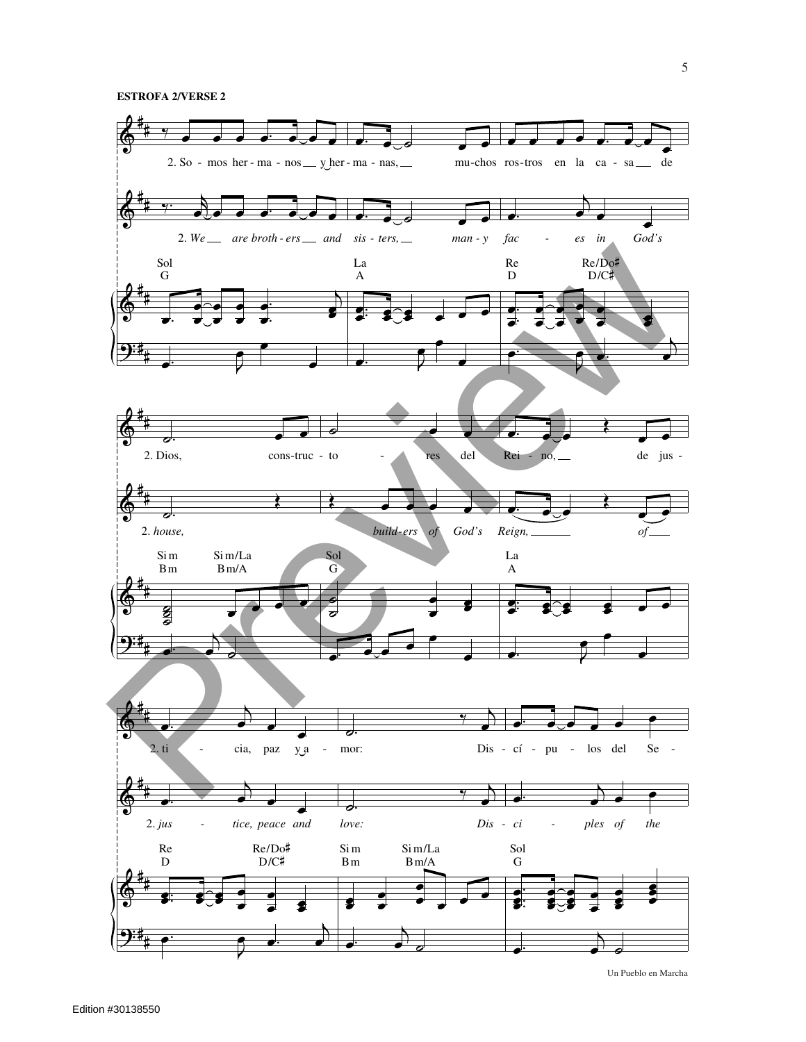**ESTROFA 2/VERSE 2**

2. So - mos her - ma - nos y her - ma - nas, mu-chos ros-tros en la ca - sa de

2. *We are broth - ers and sis - ters, man - y fac - es in God's*

Sol G | La A | Re D | Re/Do♯ D/C♯

2. Dios, cons-truc - to - res del Rei - no, de jus -

2. *house, build-ers of God's Reign, of*

Si m Bm | Si m/La Bm/A | Sol G | La A

2. ti - cia, paz y a - mor: Dis - cí - pu - los del Se -

2. *jus - tice, peace and love: Dis - ci - ples of the*

Re D | Re/Do♯ D/C♯ | Si m Bm | Si m/La Bm/A | Sol G

Un Pueblo en Marcha

Edition #30138550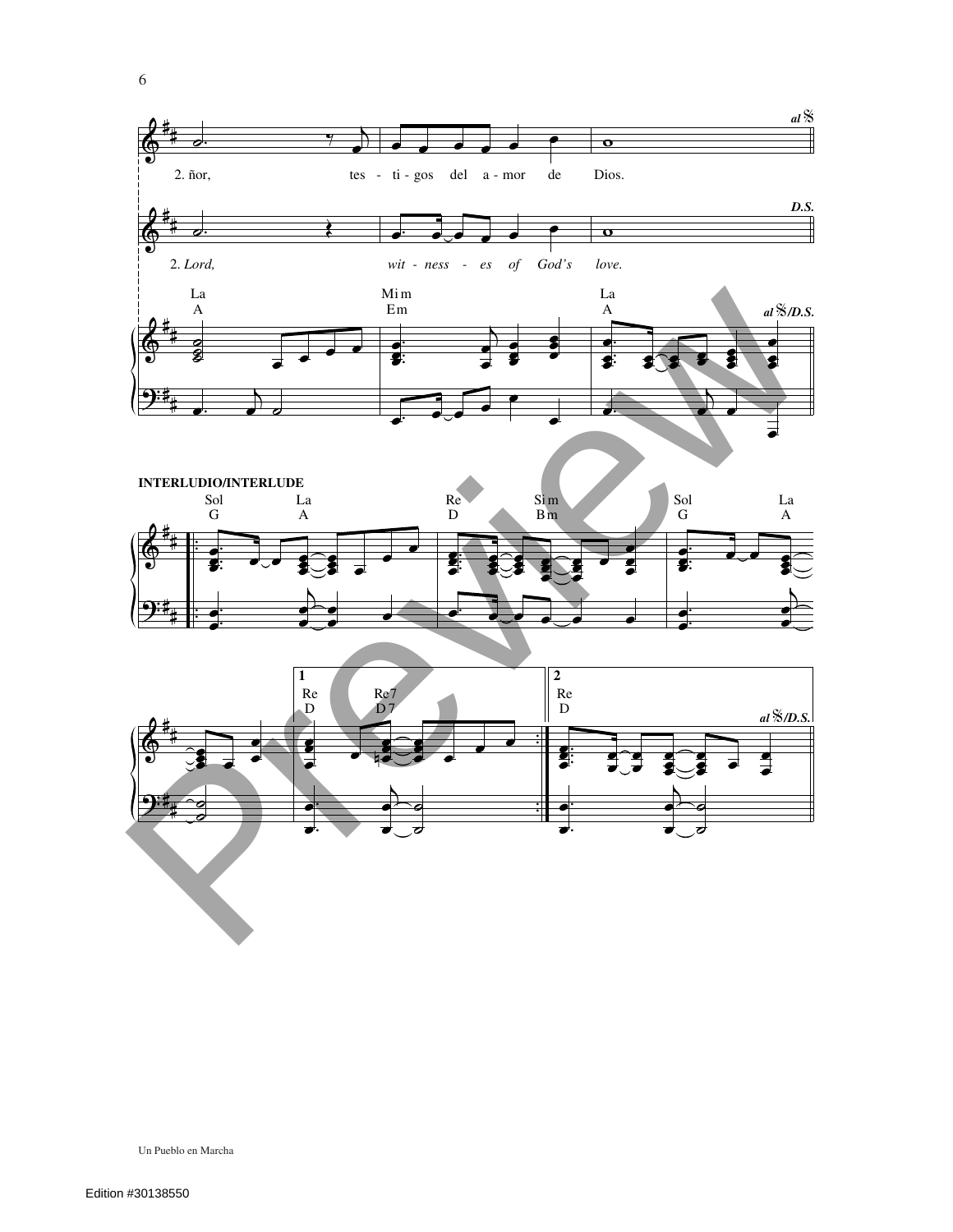al 𝄋

2. ñor, tes - ti - gos del a - mor de Dios.

D.S.

2. *Lord, wit - ness - es of God's love.*

La A | Mi m Em | La A — al 𝄋/D.S.

**INTERLUDIO/INTERLUDE**

Sol G | La A | Re D | Si m Bm | Sol G | La A

1. Re D | Re7 D7

2. Re D — al 𝄋/D.S.

Un Pueblo en Marcha

Edition #30138550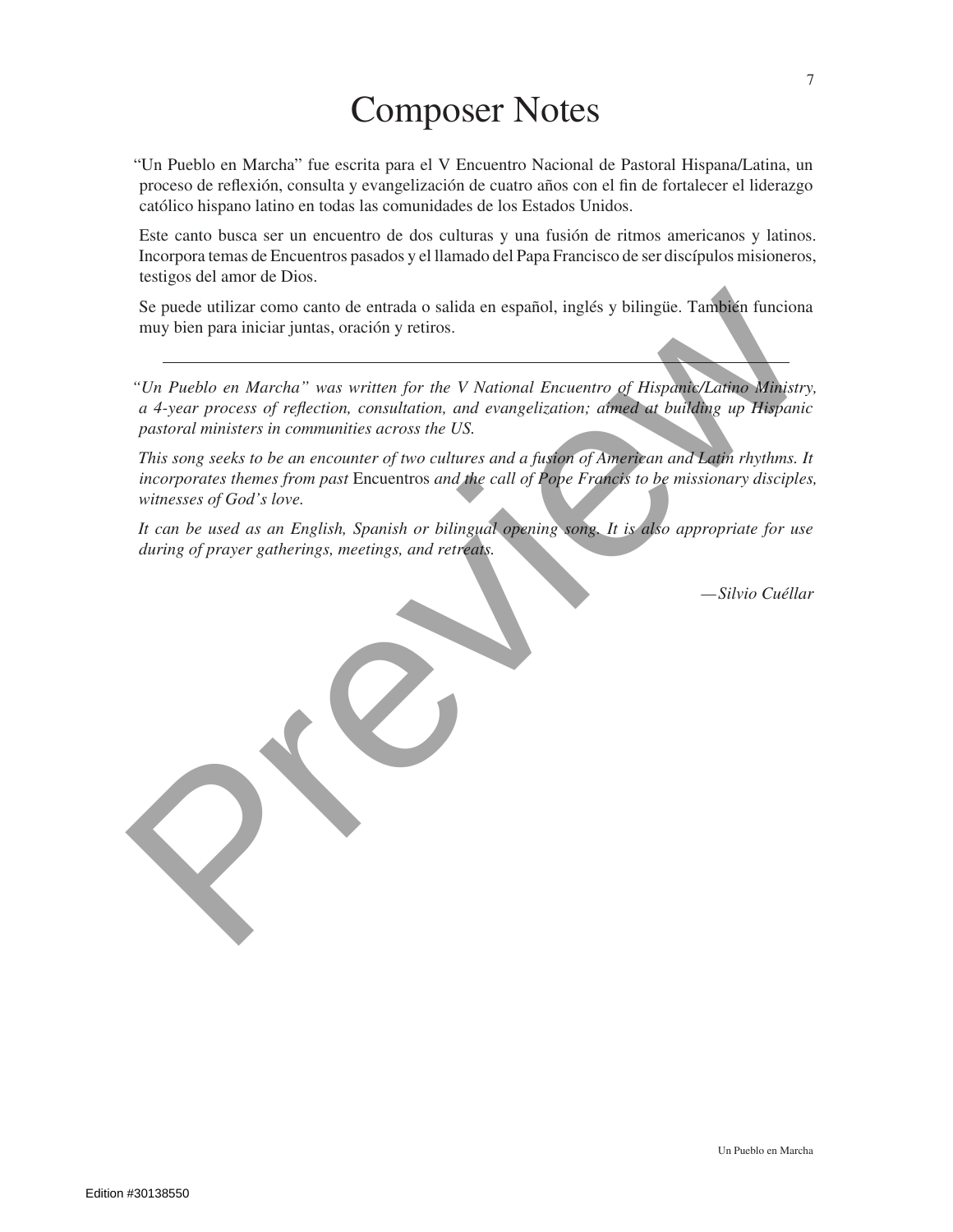# Composer Notes

"Un Pueblo en Marcha" fue escrita para el V Encuentro Nacional de Pastoral Hispana/Latina, un proceso de reflexión, consulta y evangelización de cuatro años con el fin de fortalecer el liderazgo católico hispano latino en todas las comunidades de los Estados Unidos.

Este canto busca ser un encuentro de dos culturas y una fusión de ritmos americanos y latinos. Incorpora temas de Encuentros pasados y el llamado del Papa Francisco de ser discípulos misioneros, testigos del amor de Dios.

Se puede utilizar como canto de entrada o salida en español, inglés y bilingüe. También funciona muy bien para iniciar juntas, oración y retiros.

---

*"Un Pueblo en Marcha" was written for the V National Encuentro of Hispanic/Latino Ministry, a 4-year process of reflection, consultation, and evangelization; aimed at building up Hispanic pastoral ministers in communities across the US.*

*This song seeks to be an encounter of two cultures and a fusion of American and Latin rhythms. It incorporates themes from past* Encuentros *and the call of Pope Francis to be missionary disciples, witnesses of God's love.*

*It can be used as an English, Spanish or bilingual opening song. It is also appropriate for use during of prayer gatherings, meetings, and retreats.*

*—Silvio Cuéllar*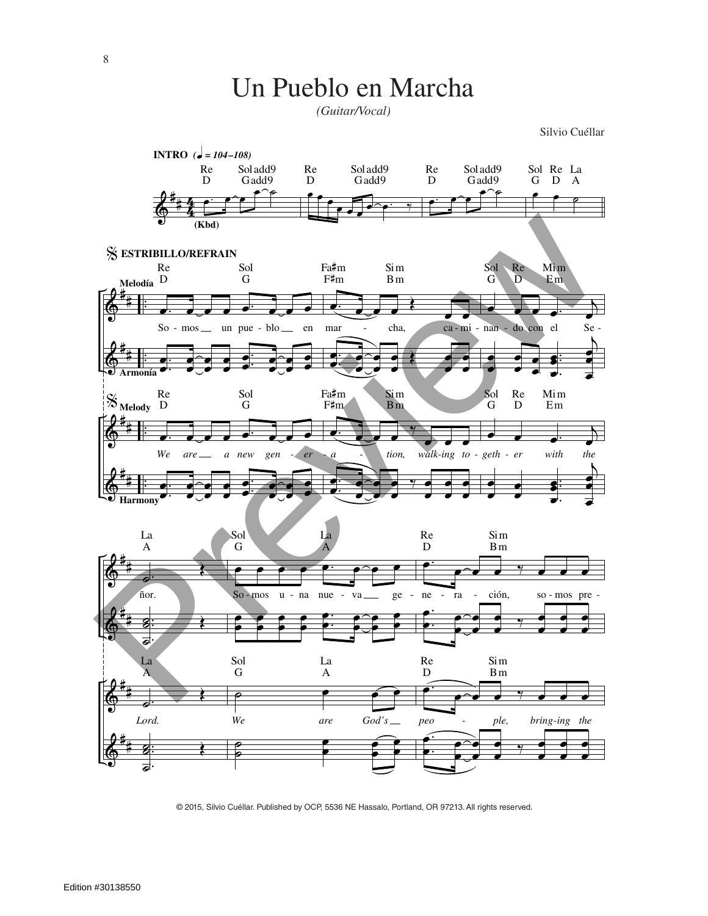# Un Pueblo en Marcha

*(Guitar/Vocal)*

Silvio Cuéllar

**INTRO** (♩ = 104–108)

Re D — Sol add9 Gadd9 — Re D — Sol add9 Gadd9 — Re D — Sol add9 Gadd9 — Sol G Re D La A

(Kbd)

**ESTRIBILLO/REFRAIN**

Re D — Sol G — Fa♯m F♯m — Si m Bm — Sol G Re D Mi m Em

Melodía: So - mos un pue - blo en mar - cha, ca - mi - nan - do con el Se -

Armonía

Melody: *We are a new gen - er - a - tion, walk-ing to - geth - er with the*

Harmony

La A — Sol G — La A — Re D — Si m Bm

ñor. So - mos u - na nue - va ge - ne - ra - ción, so - mos pre -

*Lord. We are God's peo - ple, bring-ing the*

© 2015, Silvio Cuéllar. Published by OCP, 5536 NE Hassalo, Portland, OR 97213. All rights reserved.

Edition #30138550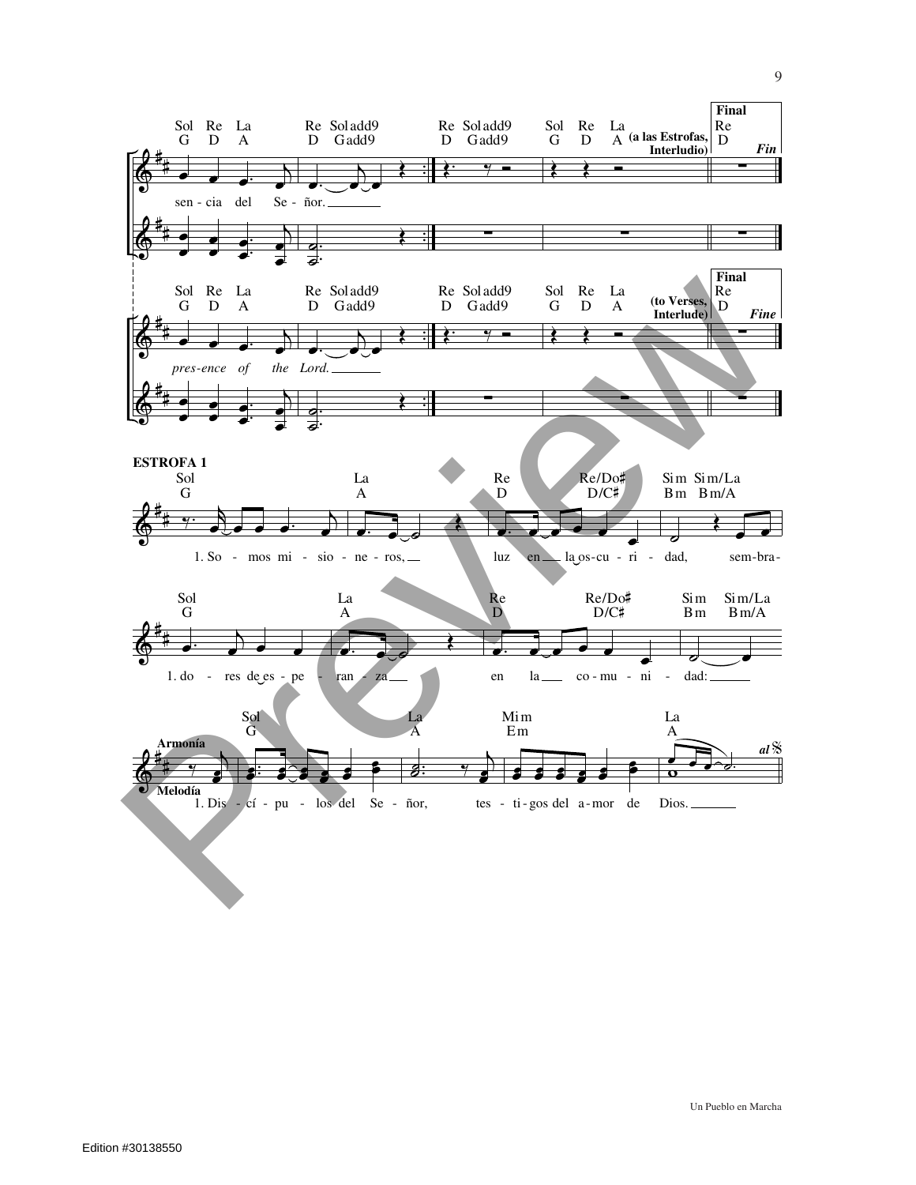Sol Re La Re Soladd9 Re Soladd9 Sol Re La **Final** Re
G D A D Gadd9 D Gadd9 G D A **(a las Estrofas, Interludio)** D *Fin*

sen - cia del Se - ñor.

Sol Re La Re Soladd9 Re Soladd9 Sol Re La **Final** Re
G D A D Gadd9 D Gadd9 G D A **(to Verses, Interlude)** D *Fine*

*pres-ence of the Lord.*

**ESTROFA 1**

Sol La Re Re/Do♯ Sim Sim/La
G A D D/C♯ Bm Bm/A

1. So - mos mi - sio - ne - ros, luz en la os-cu - ri - dad, sem-bra-

Sol La Re Re/Do♯ Sim Sim/La
G A D D/C♯ Bm Bm/A

1. do - res de es - pe - ran - za en la co - mu - ni - dad:

**Armonía**

Sol La Mim La
G A Em A

**Melodía**

1. Dis - cí - pu - los del Se - ñor, tes - ti - gos del a - mor de Dios. *al* 𝄋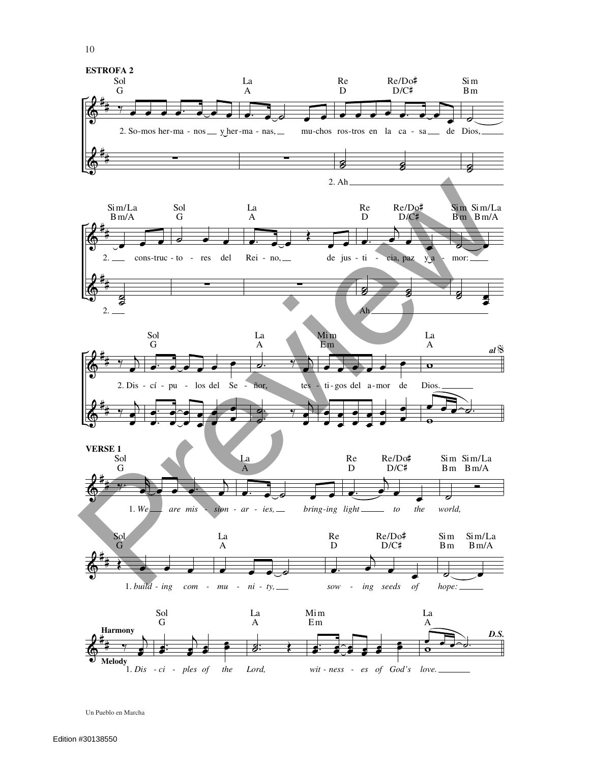**ESTROFA 2**

Sol G — La A — Re D — Re/Do♯ D/C♯ — Si m Bm

2. So-mos her-ma - nos y her-ma - nas, mu-chos ros-tros en la ca - sa de Dios,

2. Ah

Si m/La Bm/A — Sol G — La A — Re D — Re/Do♯ D/C♯ — Si m Bm — Si m/La Bm/A

2. cons-truc - to - res del Rei - no, de jus - ti - cia, paz y a - mor:

2. Ah

Sol G — La A — Mi m Em — La A — *al* 𝄋

2. Dis - cí - pu - los del Se - ñor, tes - ti - gos del a - mor de Dios.

**VERSE 1**

Sol G — La A — Re D — Re/Do♯ D/C♯ — Si m Bm — Si m/La Bm/A

*1. We are mis - sion - ar - ies, bring-ing light to the world,*

Sol G — La A — Re D — Re/Do♯ D/C♯ — Si m Bm — Si m/La Bm/A

*1. build - ing com - mu - ni - ty, sow - ing seeds of hope:*

Sol G — La A — Mi m Em — La A — *D.S.*

**Harmony**

**Melody**

*1. Dis - ci - ples of the Lord, wit - ness - es of God's love.*

Un Pueblo en Marcha

Edition #30138550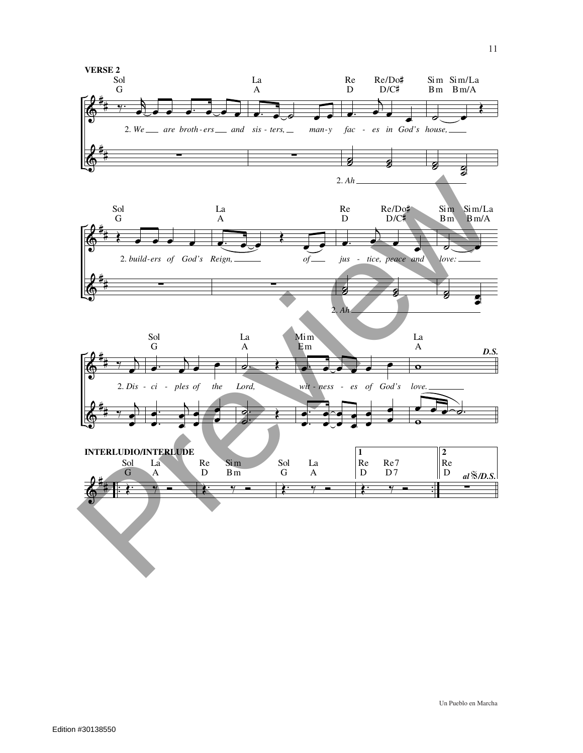**VERSE 2**

Sol G — La A — Re D — Re/Do♯ D/C♯ — Sim Bm — Sim/La Bm/A

2. *We are broth-ers and sis-ters, man-y fac-es in God's house,*

2. *Ah*

Sol G — La A — Re D — Re/Do♯ D/C♯ — Sim Bm — Sim/La Bm/A

2. *build-ers of God's Reign, of jus-tice, peace and love:*

2. *Ah*

Sol G — La A — Mim Em — La A — ***D.S.***

2. *Dis-ci-ples of the Lord, wit-ness-es of God's love.*

**INTERLUDIO/INTERLUDE**

Sol G — La A — Re D — Sim Bm — Sol G — La A — 1. Re D — Re7 D7 — 2. Re D — *al 𝄋/D.S.*

Un Pueblo en Marcha

Edition #30138550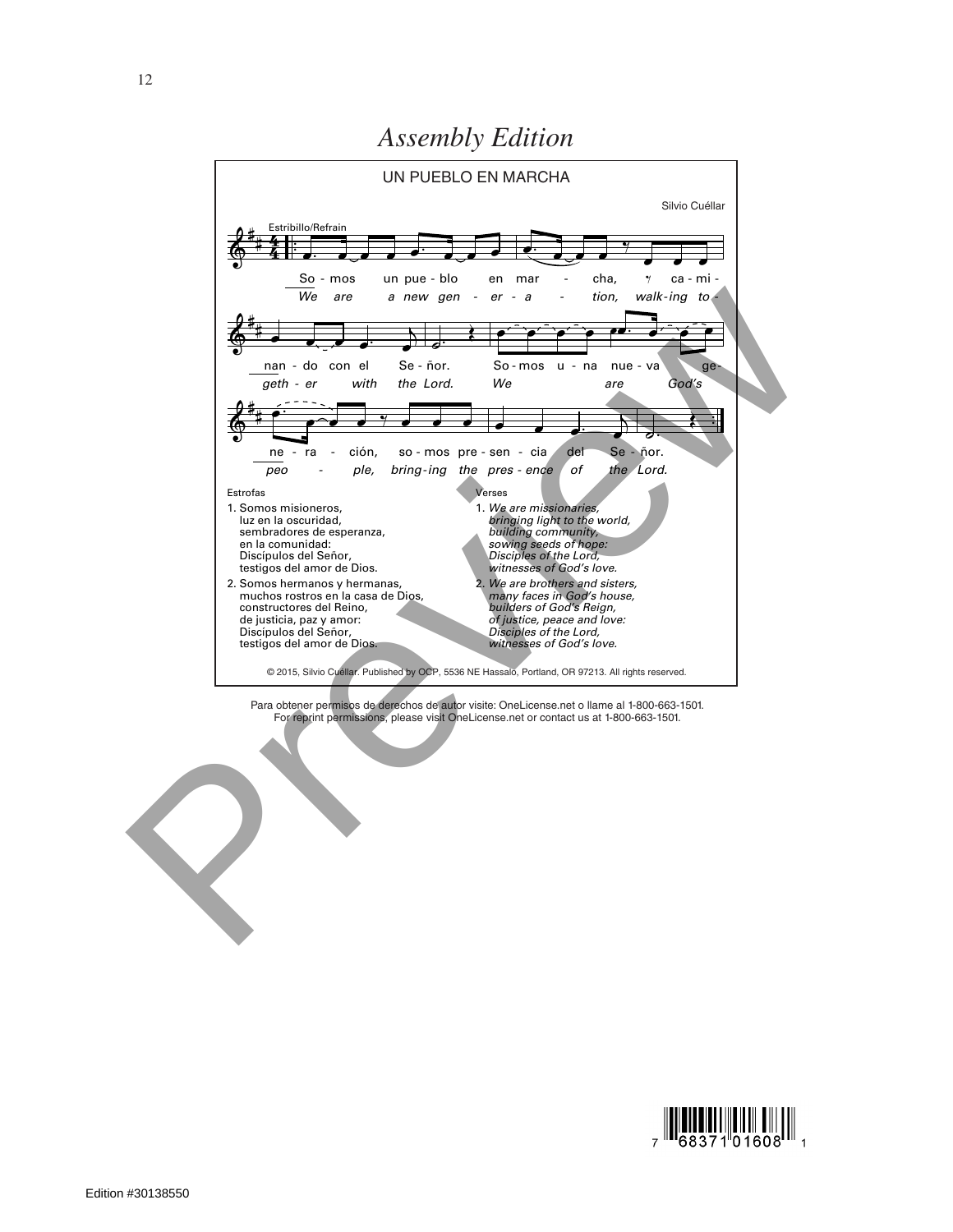## Assembly Edition

### UN PUEBLO EN MARCHA

Silvio Cuéllar

Estribillo/Refrain

So - mos un pue - blo en mar - cha, ca - mi - nan - do con el Se - ñor. So - mos u - na nue - va ge - ne - ra - ción, so - mos pre - sen - cia del Se - ñor.

*We are a new gen - er - a - tion, walk - ing to - geth - er with the Lord. We are God's peo - ple, bring - ing the pres - ence of the Lord.*

Estrofas

1. Somos misioneros,
   luz en la oscuridad,
   sembradores de esperanza,
   en la comunidad:
   Discípulos del Señor,
   testigos del amor de Dios.
2. Somos hermanos y hermanas,
   muchos rostros en la casa de Dios,
   constructores del Reino,
   de justicia, paz y amor:
   Discípulos del Señor,
   testigos del amor de Dios.

Verses

1. *We are missionaries,*
   *bringing light to the world,*
   *building community,*
   *sowing seeds of hope:*
   *Disciples of the Lord,*
   *witnesses of God's love.*
2. *We are brothers and sisters,*
   *many faces in God's house,*
   *builders of God's Reign,*
   *of justice, peace and love:*
   *Disciples of the Lord,*
   *witnesses of God's love.*

© 2015, Silvio Cuéllar. Published by OCP, 5536 NE Hassalo, Portland, OR 97213. All rights reserved.

Para obtener permisos de derechos de autor visite: OneLicense.net o llame al 1-800-663-1501.
For reprint permissions, please visit OneLicense.net or contact us at 1-800-663-1501.

Edition #30138550